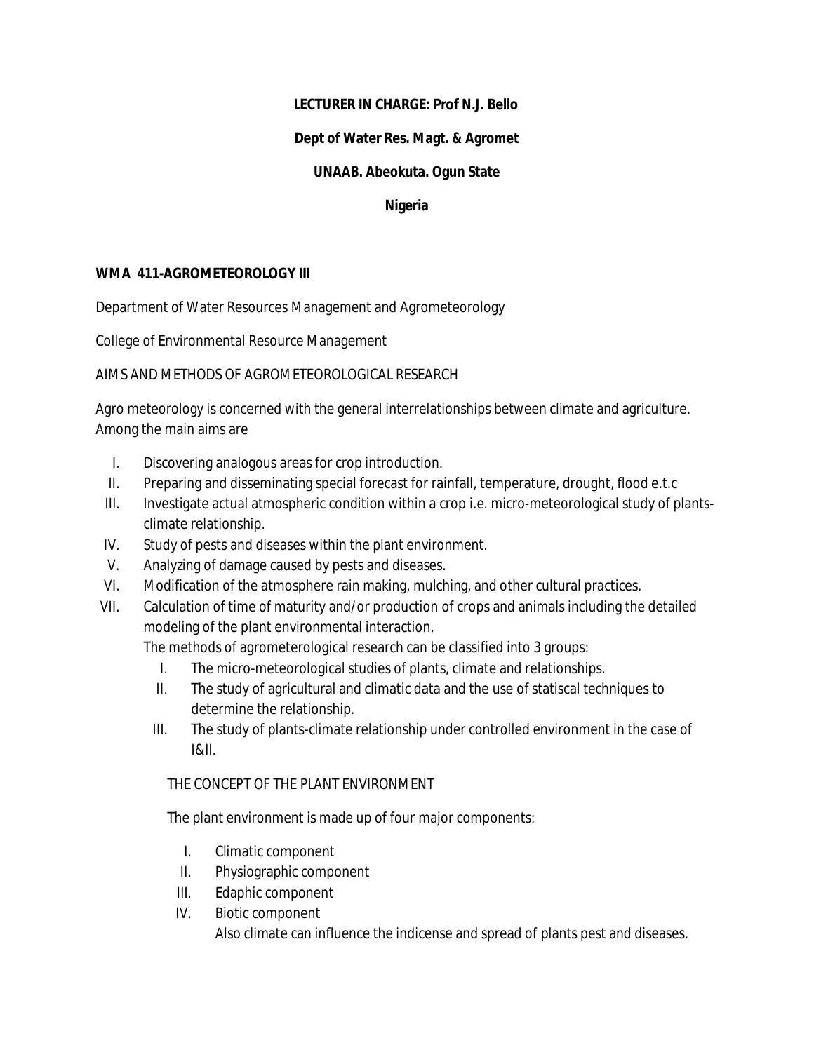**LECTURER IN CHARGE: Prof N.J. Bello**

**Dept of Water Res. Magt. & Agromet**

**UNAAB. Abeokuta. Ogun State**

**Nigeria**

## WMA 411-AGROMETEOROLOGY III

Department of Water Resources Management and Agrometeorology

College of Environmental Resource Management

AIMS AND METHODS OF AGROMETEOROLOGICAL RESEARCH

Agro meteorology is concerned with the general interrelationships between climate and agriculture. Among the main aims are

I. Discovering analogous areas for crop introduction.
II. Preparing and disseminating special forecast for rainfall, temperature, drought, flood e.t.c
III. Investigate actual atmospheric condition within a crop i.e. micro-meteorological study of plants-climate relationship.
IV. Study of pests and diseases within the plant environment.
V. Analyzing of damage caused by pests and diseases.
VI. Modification of the atmosphere rain making, mulching, and other cultural practices.
VII. Calculation of time of maturity and/or production of crops and animals including the detailed modeling of the plant environmental interaction.

The methods of agrometerological research can be classified into 3 groups:

I. The micro-meteorological studies of plants, climate and relationships.
II. The study of agricultural and climatic data and the use of statiscal techniques to determine the relationship.
III. The study of plants-climate relationship under controlled environment in the case of I&II.

THE CONCEPT OF THE PLANT ENVIRONMENT

The plant environment is made up of four major components:

I. Climatic component
II. Physiographic component
III. Edaphic component
IV. Biotic component

Also climate can influence the indicense and spread of plants pest and diseases.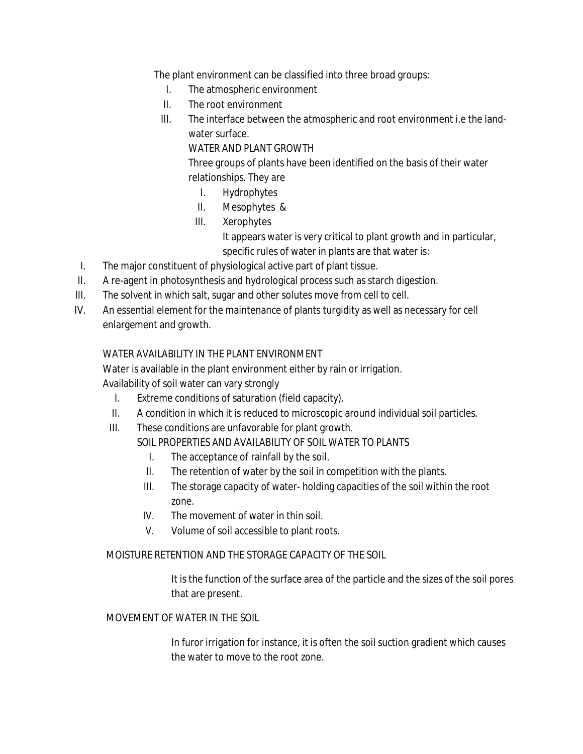The plant environment can be classified into three broad groups:

I. The atmospheric environment
II. The root environment
III. The interface between the atmospheric and root environment i.e the land-water surface.

WATER AND PLANT GROWTH

Three groups of plants have been identified on the basis of their water relationships. They are

I. Hydrophytes
II. Mesophytes &
III. Xerophytes

It appears water is very critical to plant growth and in particular, specific rules of water in plants are that water is:

I. The major constituent of physiological active part of plant tissue.
II. A re-agent in photosynthesis and hydrological process such as starch digestion.
III. The solvent in which salt, sugar and other solutes move from cell to cell.
IV. An essential element for the maintenance of plants turgidity as well as necessary for cell enlargement and growth.

WATER AVAILABILITY IN THE PLANT ENVIRONMENT

Water is available in the plant environment either by rain or irrigation.

Availability of soil water can vary strongly

I. Extreme conditions of saturation (field capacity).
II. A condition in which it is reduced to microscopic around individual soil particles.
III. These conditions are unfavorable for plant growth.

SOIL PROPERTIES AND AVAILABILITY OF SOIL WATER TO PLANTS

I. The acceptance of rainfall by the soil.
II. The retention of water by the soil in competition with the plants.
III. The storage capacity of water- holding capacities of the soil within the root zone.
IV. The movement of water in thin soil.
V. Volume of soil accessible to plant roots.

MOISTURE RETENTION AND THE STORAGE CAPACITY OF THE SOIL

It is the function of the surface area of the particle and the sizes of the soil pores that are present.

MOVEMENT OF WATER IN THE SOIL

In furor irrigation for instance, it is often the soil suction gradient which causes the water to move to the root zone.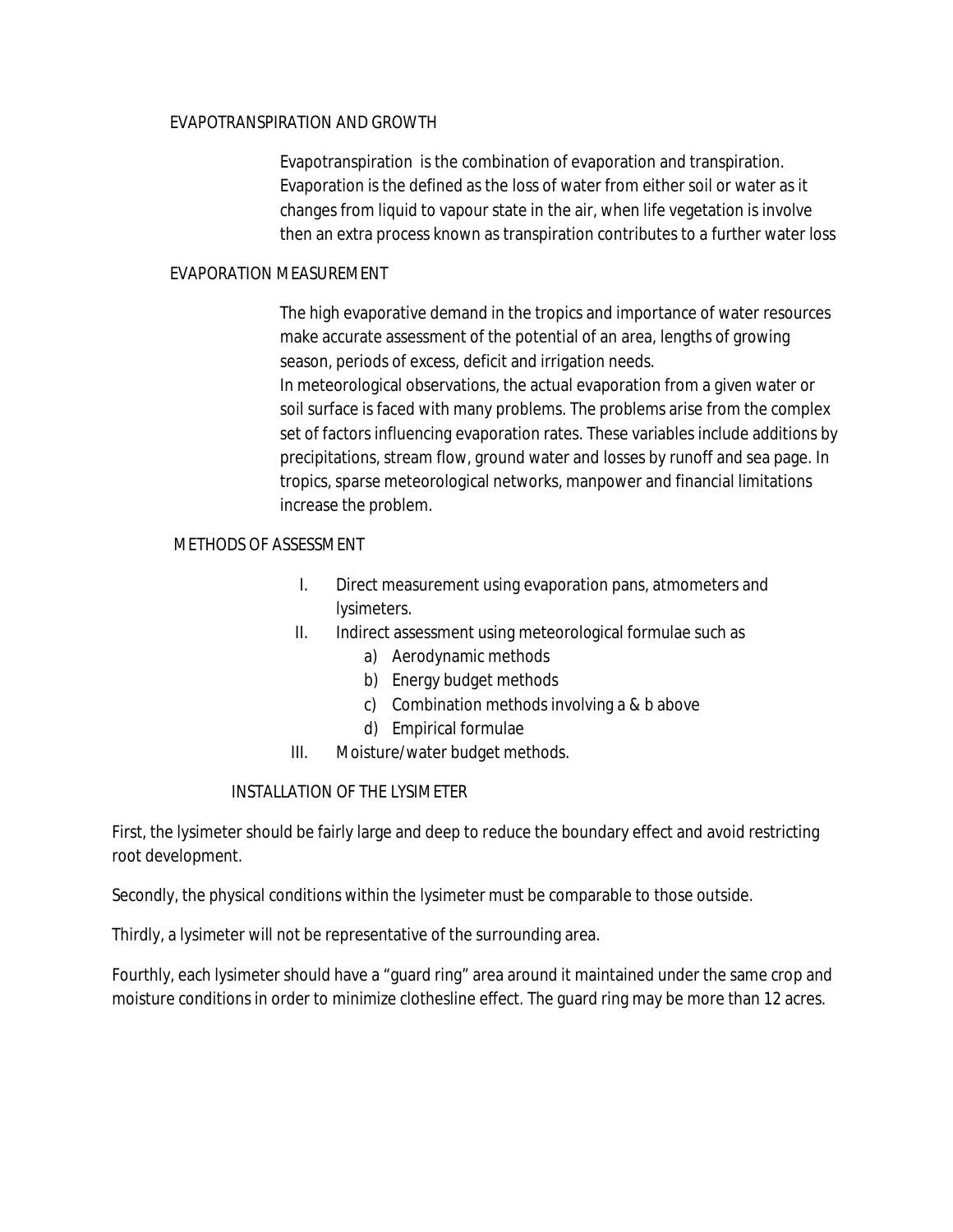## EVAPOTRANSPIRATION AND GROWTH

Evapotranspiration is the combination of evaporation and transpiration. Evaporation is the defined as the loss of water from either soil or water as it changes from liquid to vapour state in the air, when life vegetation is involve then an extra process known as transpiration contributes to a further water loss

## EVAPORATION MEASUREMENT

The high evaporative demand in the tropics and importance of water resources make accurate assessment of the potential of an area, lengths of growing season, periods of excess, deficit and irrigation needs.
In meteorological observations, the actual evaporation from a given water or soil surface is faced with many problems. The problems arise from the complex set of factors influencing evaporation rates. These variables include additions by precipitations, stream flow, ground water and losses by runoff and sea page. In tropics, sparse meteorological networks, manpower and financial limitations increase the problem.

## METHODS OF ASSESSMENT

I. Direct measurement using evaporation pans, atmometers and lysimeters.
II. Indirect assessment using meteorological formulae such as
    a) Aerodynamic methods
    b) Energy budget methods
    c) Combination methods involving a & b above
    d) Empirical formulae
III. Moisture/water budget methods.

## INSTALLATION OF THE LYSIMETER

First, the lysimeter should be fairly large and deep to reduce the boundary effect and avoid restricting root development.

Secondly, the physical conditions within the lysimeter must be comparable to those outside.

Thirdly, a lysimeter will not be representative of the surrounding area.

Fourthly, each lysimeter should have a "guard ring" area around it maintained under the same crop and moisture conditions in order to minimize clothesline effect. The guard ring may be more than 12 acres.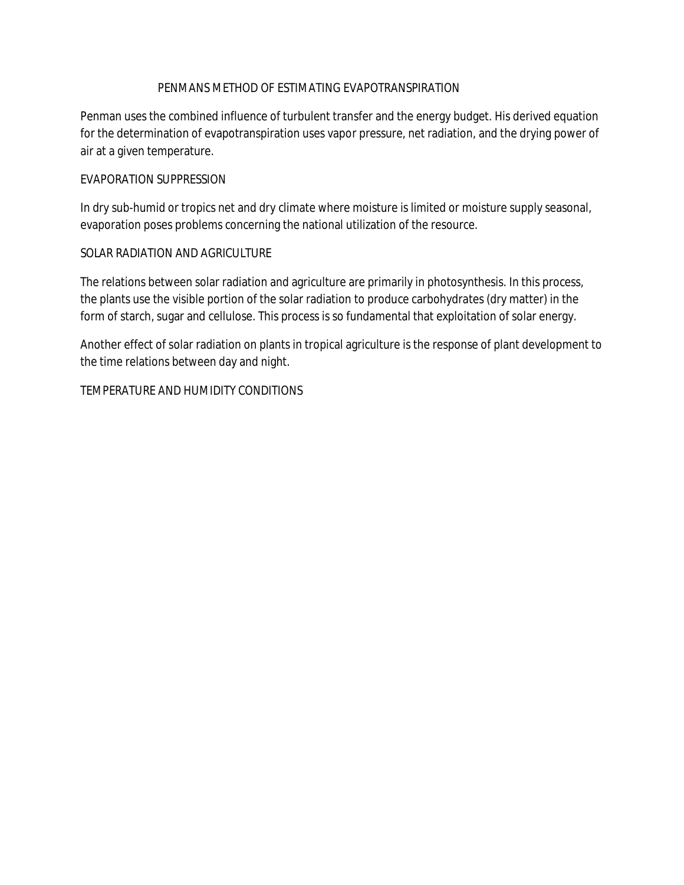## PENMANS METHOD OF ESTIMATING EVAPOTRANSPIRATION

Penman uses the combined influence of turbulent transfer and the energy budget. His derived equation for the determination of evapotranspiration uses vapor pressure, net radiation, and the drying power of air at a given temperature.

## EVAPORATION SUPPRESSION

In dry sub-humid or tropics net and dry climate where moisture is limited or moisture supply seasonal, evaporation poses problems concerning the national utilization of the resource.

## SOLAR RADIATION AND AGRICULTURE

The relations between solar radiation and agriculture are primarily in photosynthesis. In this process, the plants use the visible portion of the solar radiation to produce carbohydrates (dry matter) in the form of starch, sugar and cellulose. This process is so fundamental that exploitation of solar energy.

Another effect of solar radiation on plants in tropical agriculture is the response of plant development to the time relations between day and night.

## TEMPERATURE AND HUMIDITY CONDITIONS